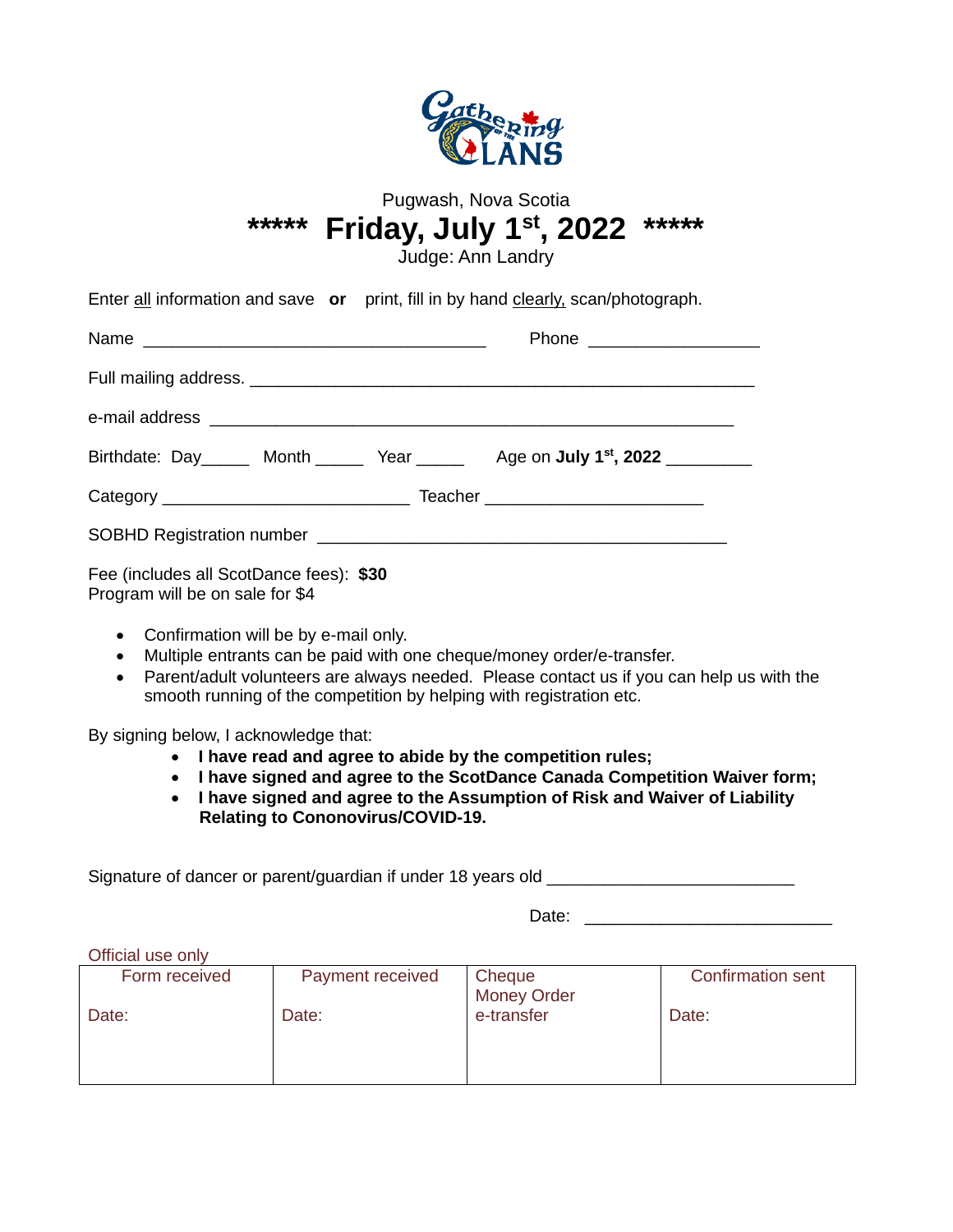Pugwash, Nova Scotia

# ***** Friday, July 1st, 2022 *****

Judge: Ann Landry

Enter all information and save **or** print, fill in by hand clearly, scan/photograph.

Name ____________________________________ Phone __________________

Full mailing address. _____________________________________________________

e-mail address _______________________________________________________

Birthdate: Day_____ Month _____ Year _____ Age on **July 1st, 2022** _________

Category __________________________ Teacher _______________________

SOBHD Registration number ___________________________________________

Fee (includes all ScotDance fees): **$30**
Program will be on sale for $4

- Confirmation will be by e-mail only.
- Multiple entrants can be paid with one cheque/money order/e-transfer.
- Parent/adult volunteers are always needed. Please contact us if you can help us with the smooth running of the competition by helping with registration etc.

By signing below, I acknowledge that:

- **I have read and agree to abide by the competition rules;**
- **I have signed and agree to the ScotDance Canada Competition Waiver form;**
- **I have signed and agree to the Assumption of Risk and Waiver of Liability Relating to Cononovirus/COVID-19.**

Signature of dancer or parent/guardian if under 18 years old __________________________

Date: __________________________

Official use only

| Form received | Payment received | Cheque<br>Money Order<br>e-transfer | Confirmation sent |
|---|---|---|---|
| Date: | Date: | | Date: |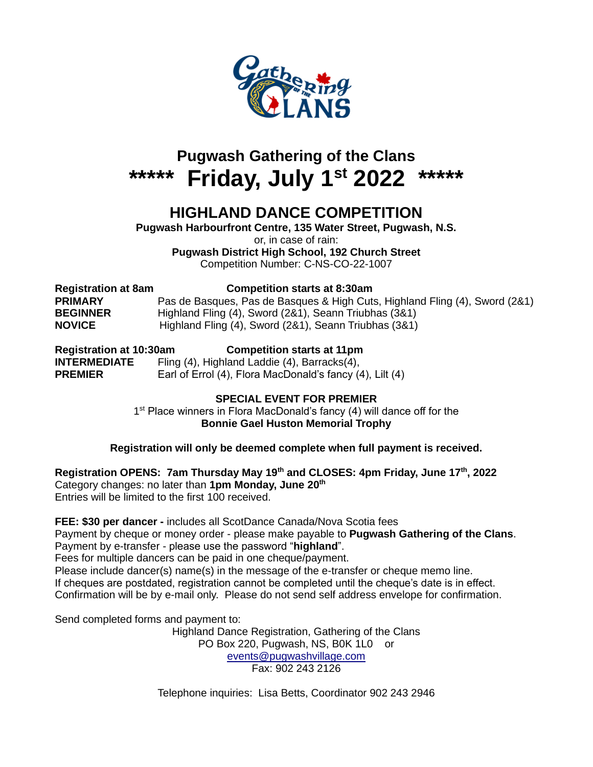# Pugwash Gathering of the Clans

# ***** Friday, July 1st 2022 *****

## HIGHLAND DANCE COMPETITION

**Pugwash Harbourfront Centre, 135 Water Street, Pugwash, N.S.**
or, in case of rain:
**Pugwash District High School, 192 Church Street**
Competition Number: C-NS-CO-22-1007

| **Registration at 8am** | **Competition starts at 8:30am** |
|---|---|
| **PRIMARY** | Pas de Basques, Pas de Basques & High Cuts, Highland Fling (4), Sword (2&1) |
| **BEGINNER** | Highland Fling (4), Sword (2&1), Seann Triubhas (3&1) |
| **NOVICE** | Highland Fling (4), Sword (2&1), Seann Triubhas (3&1) |

| **Registration at 10:30am** | **Competition starts at 11pm** |
|---|---|
| **INTERMEDIATE** | Fling (4), Highland Laddie (4), Barracks(4), |
| **PREMIER** | Earl of Errol (4), Flora MacDonald's fancy (4), Lilt (4) |

**SPECIAL EVENT FOR PREMIER**
1st Place winners in Flora MacDonald's fancy (4) will dance off for the
**Bonnie Gael Huston Memorial Trophy**

**Registration will only be deemed complete when full payment is received.**

**Registration OPENS: 7am Thursday May 19th and CLOSES: 4pm Friday, June 17th, 2022**
Category changes: no later than **1pm Monday, June 20th**
Entries will be limited to the first 100 received.

**FEE: $30 per dancer -** includes all ScotDance Canada/Nova Scotia fees
Payment by cheque or money order - please make payable to **Pugwash Gathering of the Clans**.
Payment by e-transfer - please use the password "**highland**".
Fees for multiple dancers can be paid in one cheque/payment.
Please include dancer(s) name(s) in the message of the e-transfer or cheque memo line.
If cheques are postdated, registration cannot be completed until the cheque's date is in effect.
Confirmation will be by e-mail only. Please do not send self address envelope for confirmation.

Send completed forms and payment to:

Highland Dance Registration, Gathering of the Clans
PO Box 220, Pugwash, NS, B0K 1L0 or
events@pugwashvillage.com
Fax: 902 243 2126

Telephone inquiries: Lisa Betts, Coordinator 902 243 2946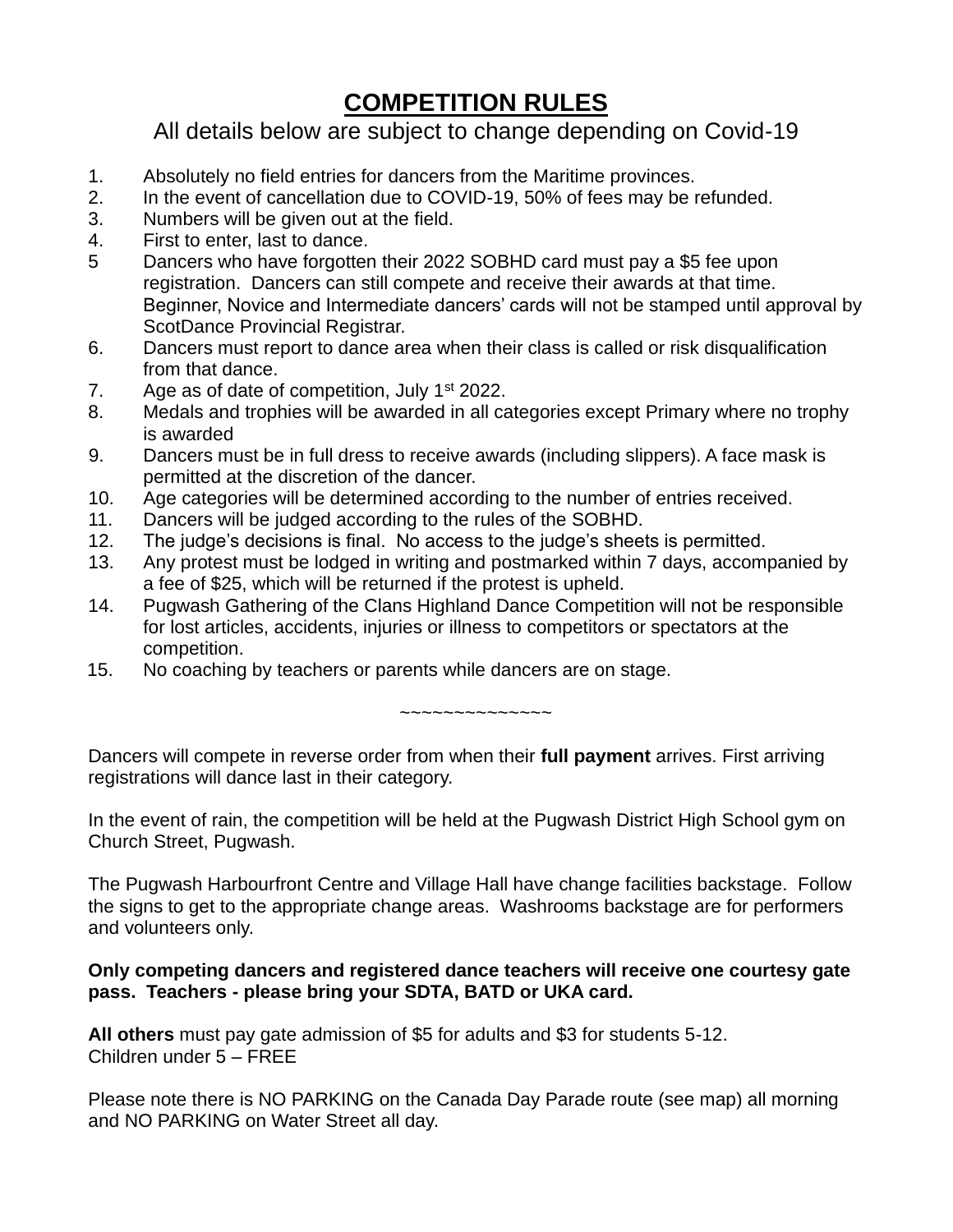# **COMPETITION RULES**

All details below are subject to change depending on Covid-19

1. Absolutely no field entries for dancers from the Maritime provinces.
2. In the event of cancellation due to COVID-19, 50% of fees may be refunded.
3. Numbers will be given out at the field.
4. First to enter, last to dance.
5. Dancers who have forgotten their 2022 SOBHD card must pay a $5 fee upon registration. Dancers can still compete and receive their awards at that time. Beginner, Novice and Intermediate dancers' cards will not be stamped until approval by ScotDance Provincial Registrar.
6. Dancers must report to dance area when their class is called or risk disqualification from that dance.
7. Age as of date of competition, July 1st 2022.
8. Medals and trophies will be awarded in all categories except Primary where no trophy is awarded
9. Dancers must be in full dress to receive awards (including slippers). A face mask is permitted at the discretion of the dancer.
10. Age categories will be determined according to the number of entries received.
11. Dancers will be judged according to the rules of the SOBHD.
12. The judge's decisions is final. No access to the judge's sheets is permitted.
13. Any protest must be lodged in writing and postmarked within 7 days, accompanied by a fee of $25, which will be returned if the protest is upheld.
14. Pugwash Gathering of the Clans Highland Dance Competition will not be responsible for lost articles, accidents, injuries or illness to competitors or spectators at the competition.
15. No coaching by teachers or parents while dancers are on stage.

~~~~~~~~~~~~~~~

Dancers will compete in reverse order from when their **full payment** arrives. First arriving registrations will dance last in their category.

In the event of rain, the competition will be held at the Pugwash District High School gym on Church Street, Pugwash.

The Pugwash Harbourfront Centre and Village Hall have change facilities backstage. Follow the signs to get to the appropriate change areas. Washrooms backstage are for performers and volunteers only.

**Only competing dancers and registered dance teachers will receive one courtesy gate pass. Teachers - please bring your SDTA, BATD or UKA card.**

**All others** must pay gate admission of $5 for adults and $3 for students 5-12.
Children under 5 – FREE

Please note there is NO PARKING on the Canada Day Parade route (see map) all morning and NO PARKING on Water Street all day.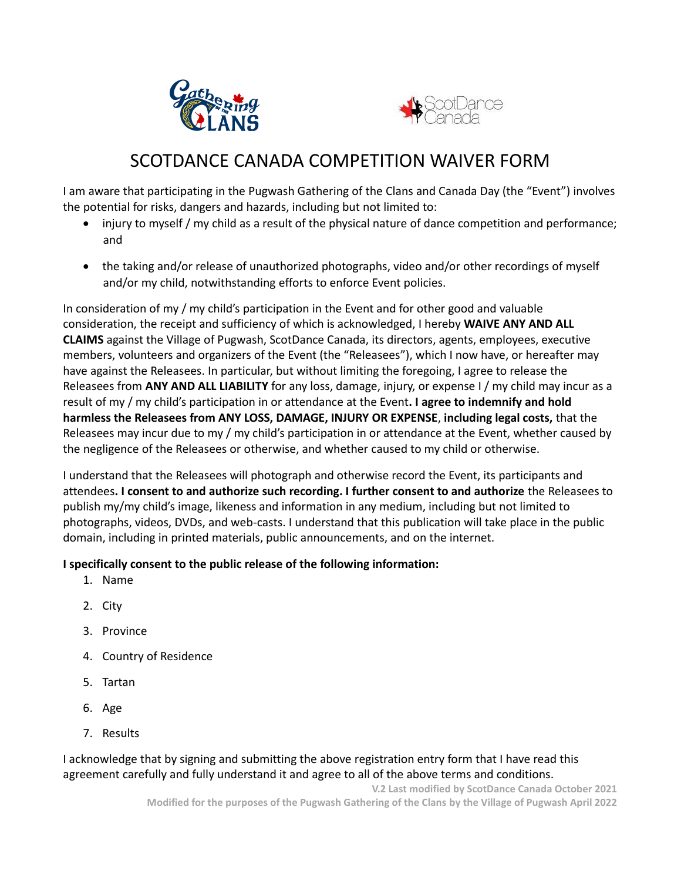# SCOTDANCE CANADA COMPETITION WAIVER FORM

I am aware that participating in the Pugwash Gathering of the Clans and Canada Day (the "Event") involves the potential for risks, dangers and hazards, including but not limited to:

- injury to myself / my child as a result of the physical nature of dance competition and performance; and
- the taking and/or release of unauthorized photographs, video and/or other recordings of myself and/or my child, notwithstanding efforts to enforce Event policies.

In consideration of my / my child's participation in the Event and for other good and valuable consideration, the receipt and sufficiency of which is acknowledged, I hereby **WAIVE ANY AND ALL CLAIMS** against the Village of Pugwash, ScotDance Canada, its directors, agents, employees, executive members, volunteers and organizers of the Event (the "Releasees"), which I now have, or hereafter may have against the Releasees. In particular, but without limiting the foregoing, I agree to release the Releasees from **ANY AND ALL LIABILITY** for any loss, damage, injury, or expense I / my child may incur as a result of my / my child's participation in or attendance at the Event**. I agree to indemnify and hold harmless the Releasees from ANY LOSS, DAMAGE, INJURY OR EXPENSE**, **including legal costs,** that the Releasees may incur due to my / my child's participation in or attendance at the Event, whether caused by the negligence of the Releasees or otherwise, and whether caused to my child or otherwise.

I understand that the Releasees will photograph and otherwise record the Event, its participants and attendees**. I consent to and authorize such recording. I further consent to and authorize** the Releasees to publish my/my child's image, likeness and information in any medium, including but not limited to photographs, videos, DVDs, and web-casts. I understand that this publication will take place in the public domain, including in printed materials, public announcements, and on the internet.

**I specifically consent to the public release of the following information:**

1. Name
2. City
3. Province
4. Country of Residence
5. Tartan
6. Age
7. Results

I acknowledge that by signing and submitting the above registration entry form that I have read this agreement carefully and fully understand it and agree to all of the above terms and conditions.

**V.2 Last modified by ScotDance Canada October 2021**

**Modified for the purposes of the Pugwash Gathering of the Clans by the Village of Pugwash April 2022**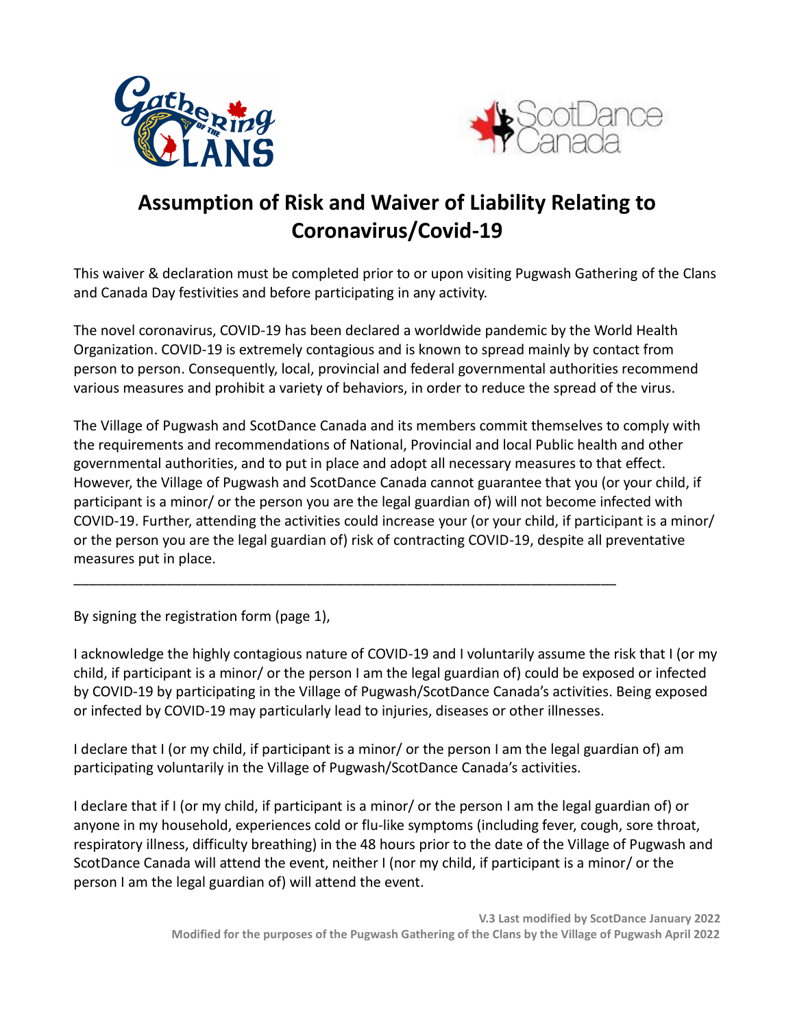# Assumption of Risk and Waiver of Liability Relating to Coronavirus/Covid-19

This waiver & declaration must be completed prior to or upon visiting Pugwash Gathering of the Clans and Canada Day festivities and before participating in any activity.

The novel coronavirus, COVID-19 has been declared a worldwide pandemic by the World Health Organization. COVID-19 is extremely contagious and is known to spread mainly by contact from person to person. Consequently, local, provincial and federal governmental authorities recommend various measures and prohibit a variety of behaviors, in order to reduce the spread of the virus.

The Village of Pugwash and ScotDance Canada and its members commit themselves to comply with the requirements and recommendations of National, Provincial and local Public health and other governmental authorities, and to put in place and adopt all necessary measures to that effect. However, the Village of Pugwash and ScotDance Canada cannot guarantee that you (or your child, if participant is a minor/ or the person you are the legal guardian of) will not become infected with COVID-19. Further, attending the activities could increase your (or your child, if participant is a minor/ or the person you are the legal guardian of) risk of contracting COVID-19, despite all preventative measures put in place.

---

By signing the registration form (page 1),

I acknowledge the highly contagious nature of COVID-19 and I voluntarily assume the risk that I (or my child, if participant is a minor/ or the person I am the legal guardian of) could be exposed or infected by COVID-19 by participating in the Village of Pugwash/ScotDance Canada's activities. Being exposed or infected by COVID-19 may particularly lead to injuries, diseases or other illnesses.

I declare that I (or my child, if participant is a minor/ or the person I am the legal guardian of) am participating voluntarily in the Village of Pugwash/ScotDance Canada's activities.

I declare that if I (or my child, if participant is a minor/ or the person I am the legal guardian of) or anyone in my household, experiences cold or flu-like symptoms (including fever, cough, sore throat, respiratory illness, difficulty breathing) in the 48 hours prior to the date of the Village of Pugwash and ScotDance Canada will attend the event, neither I (nor my child, if participant is a minor/ or the person I am the legal guardian of) will attend the event.

**V.3 Last modified by ScotDance January 2022**
**Modified for the purposes of the Pugwash Gathering of the Clans by the Village of Pugwash April 2022**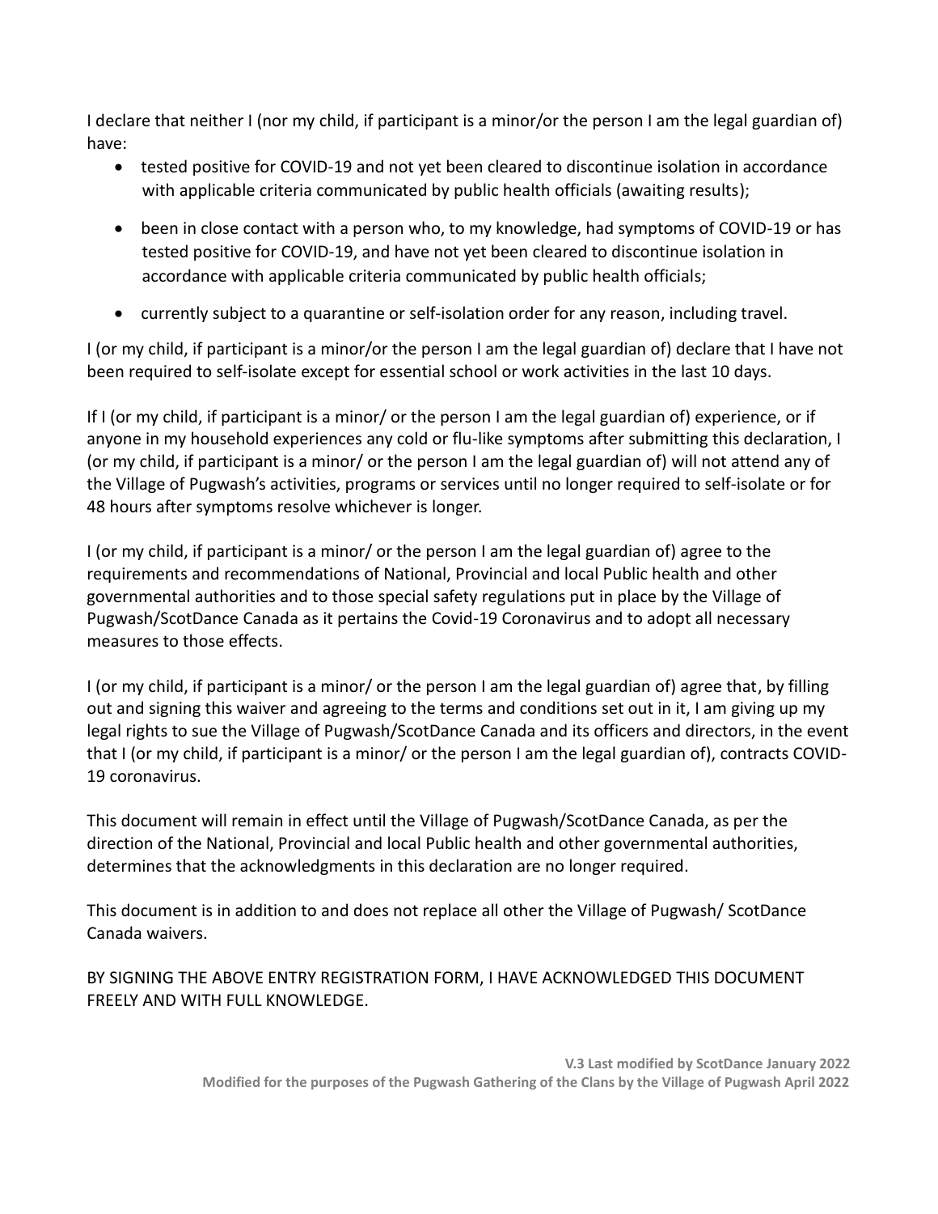I declare that neither I (nor my child, if participant is a minor/or the person I am the legal guardian of) have:

- tested positive for COVID-19 and not yet been cleared to discontinue isolation in accordance with applicable criteria communicated by public health officials (awaiting results);
- been in close contact with a person who, to my knowledge, had symptoms of COVID-19 or has tested positive for COVID-19, and have not yet been cleared to discontinue isolation in accordance with applicable criteria communicated by public health officials;
- currently subject to a quarantine or self-isolation order for any reason, including travel.

I (or my child, if participant is a minor/or the person I am the legal guardian of) declare that I have not been required to self-isolate except for essential school or work activities in the last 10 days.

If I (or my child, if participant is a minor/ or the person I am the legal guardian of) experience, or if anyone in my household experiences any cold or flu-like symptoms after submitting this declaration, I (or my child, if participant is a minor/ or the person I am the legal guardian of) will not attend any of the Village of Pugwash's activities, programs or services until no longer required to self-isolate or for 48 hours after symptoms resolve whichever is longer.

I (or my child, if participant is a minor/ or the person I am the legal guardian of) agree to the requirements and recommendations of National, Provincial and local Public health and other governmental authorities and to those special safety regulations put in place by the Village of Pugwash/ScotDance Canada as it pertains the Covid-19 Coronavirus and to adopt all necessary measures to those effects.

I (or my child, if participant is a minor/ or the person I am the legal guardian of) agree that, by filling out and signing this waiver and agreeing to the terms and conditions set out in it, I am giving up my legal rights to sue the Village of Pugwash/ScotDance Canada and its officers and directors, in the event that I (or my child, if participant is a minor/ or the person I am the legal guardian of), contracts COVID-19 coronavirus.

This document will remain in effect until the Village of Pugwash/ScotDance Canada, as per the direction of the National, Provincial and local Public health and other governmental authorities, determines that the acknowledgments in this declaration are no longer required.

This document is in addition to and does not replace all other the Village of Pugwash/ ScotDance Canada waivers.

BY SIGNING THE ABOVE ENTRY REGISTRATION FORM, I HAVE ACKNOWLEDGED THIS DOCUMENT FREELY AND WITH FULL KNOWLEDGE.

**V.3 Last modified by ScotDance January 2022**
**Modified for the purposes of the Pugwash Gathering of the Clans by the Village of Pugwash April 2022**